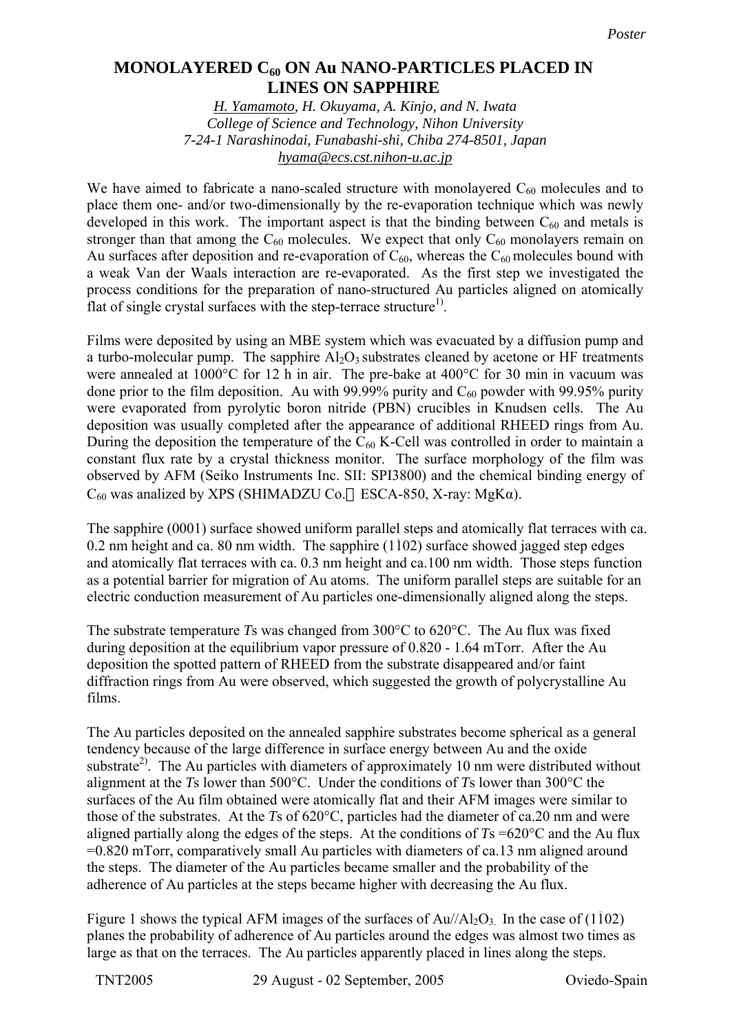*Poster*

# MONOLAYERED $C_{60}$ ON Au NANO-PARTICLES PLACED IN LINES ON SAPPHIRE

*H. Yamamoto, H. Okuyama, A. Kinjo, and N. Iwata*
*College of Science and Technology, Nihon University*
*7-24-1 Narashinodai, Funabashi-shi, Chiba 274-8501, Japan*
*hyama@ecs.cst.nihon-u.ac.jp*

We have aimed to fabricate a nano-scaled structure with monolayered $C_{60}$ molecules and to place them one- and/or two-dimensionally by the re-evaporation technique which was newly developed in this work. The important aspect is that the binding between $C_{60}$ and metals is stronger than that among the $C_{60}$ molecules. We expect that only $C_{60}$ monolayers remain on Au surfaces after deposition and re-evaporation of $C_{60}$, whereas the $C_{60}$ molecules bound with a weak Van der Waals interaction are re-evaporated. As the first step we investigated the process conditions for the preparation of nano-structured Au particles aligned on atomically flat of single crystal surfaces with the step-terrace structure[1)].

Films were deposited by using an MBE system which was evacuated by a diffusion pump and a turbo-molecular pump. The sapphire $Al_2O_3$ substrates cleaned by acetone or HF treatments were annealed at 1000°C for 12 h in air. The pre-bake at 400°C for 30 min in vacuum was done prior to the film deposition. Au with 99.99% purity and $C_{60}$ powder with 99.95% purity were evaporated from pyrolytic boron nitride (PBN) crucibles in Knudsen cells. The Au deposition was usually completed after the appearance of additional RHEED rings from Au. During the deposition the temperature of the $C_{60}$ K-Cell was controlled in order to maintain a constant flux rate by a crystal thickness monitor. The surface morphology of the film was observed by AFM (Seiko Instruments Inc. SII: SPI3800) and the chemical binding energy of $C_{60}$ was analized by XPS (SHIMADZU Co.：ESCA-850, X-ray: MgKα).

The sapphire (0001) surface showed uniform parallel steps and atomically flat terraces with ca. 0.2 nm height and ca. 80 nm width. The sapphire $(1\bar{1}02)$ surface showed jagged step edges and atomically flat terraces with ca. 0.3 nm height and ca.100 nm width. Those steps function as a potential barrier for migration of Au atoms. The uniform parallel steps are suitable for an electric conduction measurement of Au particles one-dimensionally aligned along the steps.

The substrate temperature $T$s was changed from 300°C to 620°C. The Au flux was fixed during deposition at the equilibrium vapor pressure of 0.820 - 1.64 mTorr. After the Au deposition the spotted pattern of RHEED from the substrate disappeared and/or faint diffraction rings from Au were observed, which suggested the growth of polycrystalline Au films.

The Au particles deposited on the annealed sapphire substrates become spherical as a general tendency because of the large difference in surface energy between Au and the oxide substrate[2)]. The Au particles with diameters of approximately 10 nm were distributed without alignment at the $T$s lower than 500°C. Under the conditions of $T$s lower than 300°C the surfaces of the Au film obtained were atomically flat and their AFM images were similar to those of the substrates. At the $T$s of 620°C, particles had the diameter of ca.20 nm and were aligned partially along the edges of the steps. At the conditions of $T$s =620°C and the Au flux =0.820 mTorr, comparatively small Au particles with diameters of ca.13 nm aligned around the steps. The diameter of the Au particles became smaller and the probability of the adherence of Au particles at the steps became higher with decreasing the Au flux.

Figure 1 shows the typical AFM images of the surfaces of Au//$Al_2O_3$. In the case of $(1\bar{1}02)$ planes the probability of adherence of Au particles around the edges was almost two times as large as that on the terraces. The Au particles apparently placed in lines along the steps.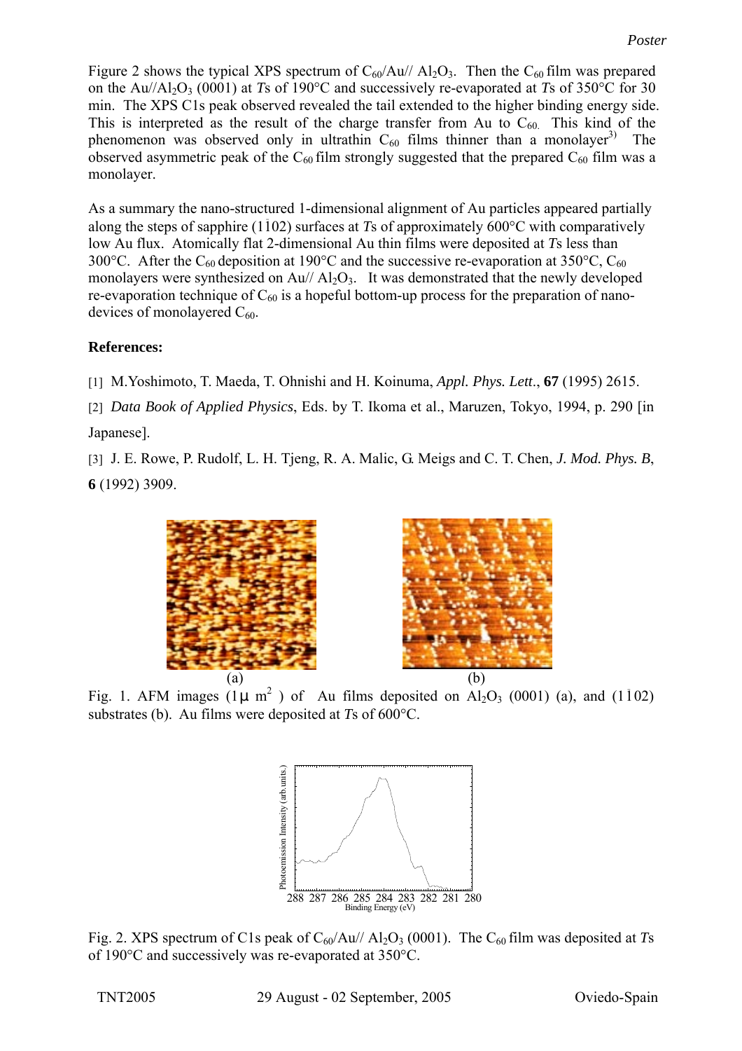Figure 2 shows the typical XPS spectrum of $C_{60}$/Au// $Al_2O_3$. Then the $C_{60}$ film was prepared on the Au//$Al_2O_3$ (0001) at *T*s of 190°C and successively re-evaporated at *T*s of 350°C for 30 min. The XPS C1s peak observed revealed the tail extended to the higher binding energy side. This is interpreted as the result of the charge transfer from Au to $C_{60}$. This kind of the phenomenon was observed only in ultrathin $C_{60}$ films thinner than a monolayer[3] The observed asymmetric peak of the $C_{60}$ film strongly suggested that the prepared $C_{60}$ film was a monolayer.

As a summary the nano-structured 1-dimensional alignment of Au particles appeared partially along the steps of sapphire (1$\bar{1}$02) surfaces at *T*s of approximately 600°C with comparatively low Au flux. Atomically flat 2-dimensional Au thin films were deposited at *T*s less than 300°C. After the $C_{60}$ deposition at 190°C and the successive re-evaporation at 350°C, $C_{60}$ monolayers were synthesized on Au// $Al_2O_3$. It was demonstrated that the newly developed re-evaporation technique of $C_{60}$ is a hopeful bottom-up process for the preparation of nano-devices of monolayered $C_{60}$.

**References:**

[1] M.Yoshimoto, T. Maeda, T. Ohnishi and H. Koinuma, *Appl. Phys. Lett*., **67** (1995) 2615.

[2] *Data Book of Applied Physics*, Eds. by T. Ikoma et al., Maruzen, Tokyo, 1994, p. 290 [in Japanese].

[3] J. E. Rowe, P. Rudolf, L. H. Tjeng, R. A. Malic, G. Meigs and C. T. Chen, *J. Mod. Phys. B*, **6** (1992) 3909.

(a) (b)

Fig. 1. AFM images (1μ $m^2$ ) of Au films deposited on $Al_2O_3$ (0001) (a), and (1$\bar{1}$02) substrates (b). Au films were deposited at *T*s of 600°C.

Photoemission Intensity (arb.units.)

288 287 286 285 284 283 282 281 280

Binding Energy (eV)

Fig. 2. XPS spectrum of C1s peak of $C_{60}$/Au// $Al_2O_3$ (0001). The $C_{60}$ film was deposited at *T*s of 190°C and successively was re-evaporated at 350°C.